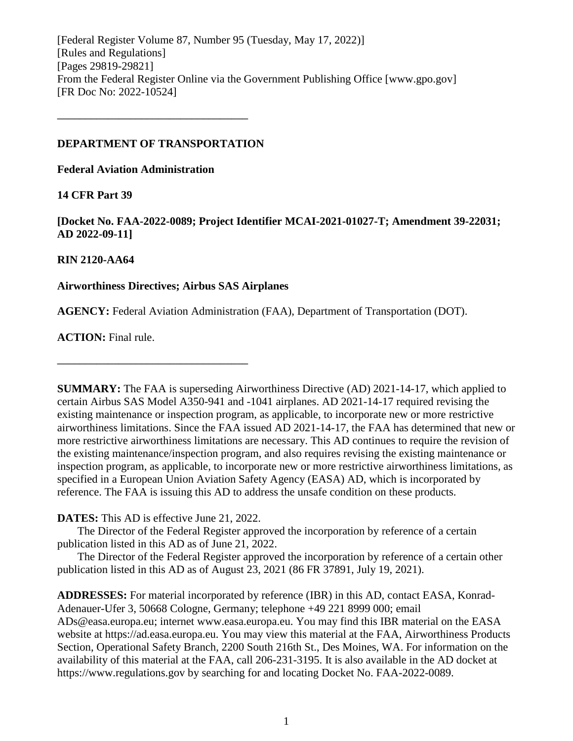[Federal Register Volume 87, Number 95 (Tuesday, May 17, 2022)]
[Rules and Regulations]
[Pages 29819-29821]
From the Federal Register Online via the Government Publishing Office [www.gpo.gov]
[FR Doc No: 2022-10524]

---

**DEPARTMENT OF TRANSPORTATION**

**Federal Aviation Administration**

**14 CFR Part 39**

**[Docket No. FAA-2022-0089; Project Identifier MCAI-2021-01027-T; Amendment 39-22031; AD 2022-09-11]**

**RIN 2120-AA64**

**Airworthiness Directives; Airbus SAS Airplanes**

**AGENCY:** Federal Aviation Administration (FAA), Department of Transportation (DOT).

**ACTION:** Final rule.

---

**SUMMARY:** The FAA is superseding Airworthiness Directive (AD) 2021-14-17, which applied to certain Airbus SAS Model A350-941 and -1041 airplanes. AD 2021-14-17 required revising the existing maintenance or inspection program, as applicable, to incorporate new or more restrictive airworthiness limitations. Since the FAA issued AD 2021-14-17, the FAA has determined that new or more restrictive airworthiness limitations are necessary. This AD continues to require the revision of the existing maintenance/inspection program, and also requires revising the existing maintenance or inspection program, as applicable, to incorporate new or more restrictive airworthiness limitations, as specified in a European Union Aviation Safety Agency (EASA) AD, which is incorporated by reference. The FAA is issuing this AD to address the unsafe condition on these products.

**DATES:** This AD is effective June 21, 2022.

The Director of the Federal Register approved the incorporation by reference of a certain publication listed in this AD as of June 21, 2022.

The Director of the Federal Register approved the incorporation by reference of a certain other publication listed in this AD as of August 23, 2021 (86 FR 37891, July 19, 2021).

**ADDRESSES:** For material incorporated by reference (IBR) in this AD, contact EASA, Konrad-Adenauer-Ufer 3, 50668 Cologne, Germany; telephone +49 221 8999 000; email ADs@easa.europa.eu; internet www.easa.europa.eu. You may find this IBR material on the EASA website at https://ad.easa.europa.eu. You may view this material at the FAA, Airworthiness Products Section, Operational Safety Branch, 2200 South 216th St., Des Moines, WA. For information on the availability of this material at the FAA, call 206-231-3195. It is also available in the AD docket at https://www.regulations.gov by searching for and locating Docket No. FAA-2022-0089.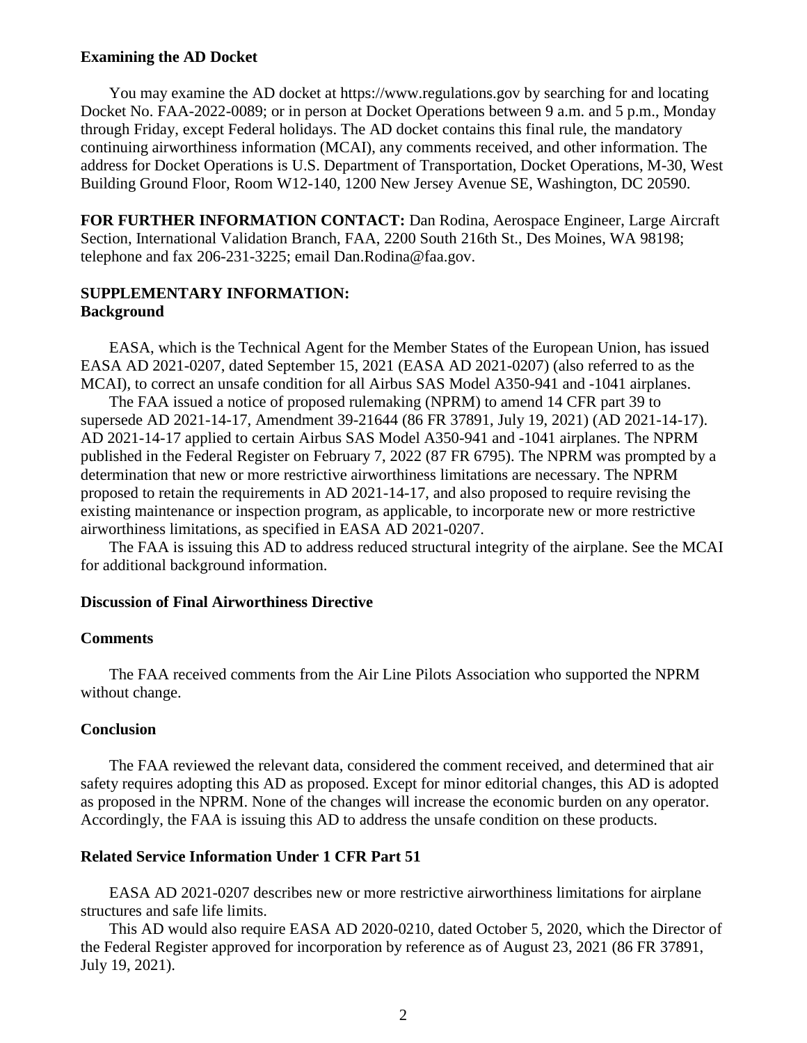**Examining the AD Docket**

You may examine the AD docket at https://www.regulations.gov by searching for and locating Docket No. FAA-2022-0089; or in person at Docket Operations between 9 a.m. and 5 p.m., Monday through Friday, except Federal holidays. The AD docket contains this final rule, the mandatory continuing airworthiness information (MCAI), any comments received, and other information. The address for Docket Operations is U.S. Department of Transportation, Docket Operations, M-30, West Building Ground Floor, Room W12-140, 1200 New Jersey Avenue SE, Washington, DC 20590.

**FOR FURTHER INFORMATION CONTACT:** Dan Rodina, Aerospace Engineer, Large Aircraft Section, International Validation Branch, FAA, 2200 South 216th St., Des Moines, WA 98198; telephone and fax 206-231-3225; email Dan.Rodina@faa.gov.

**SUPPLEMENTARY INFORMATION:**

**Background**

EASA, which is the Technical Agent for the Member States of the European Union, has issued EASA AD 2021-0207, dated September 15, 2021 (EASA AD 2021-0207) (also referred to as the MCAI), to correct an unsafe condition for all Airbus SAS Model A350-941 and -1041 airplanes.

The FAA issued a notice of proposed rulemaking (NPRM) to amend 14 CFR part 39 to supersede AD 2021-14-17, Amendment 39-21644 (86 FR 37891, July 19, 2021) (AD 2021-14-17). AD 2021-14-17 applied to certain Airbus SAS Model A350-941 and -1041 airplanes. The NPRM published in the Federal Register on February 7, 2022 (87 FR 6795). The NPRM was prompted by a determination that new or more restrictive airworthiness limitations are necessary. The NPRM proposed to retain the requirements in AD 2021-14-17, and also proposed to require revising the existing maintenance or inspection program, as applicable, to incorporate new or more restrictive airworthiness limitations, as specified in EASA AD 2021-0207.

The FAA is issuing this AD to address reduced structural integrity of the airplane. See the MCAI for additional background information.

**Discussion of Final Airworthiness Directive**

**Comments**

The FAA received comments from the Air Line Pilots Association who supported the NPRM without change.

**Conclusion**

The FAA reviewed the relevant data, considered the comment received, and determined that air safety requires adopting this AD as proposed. Except for minor editorial changes, this AD is adopted as proposed in the NPRM. None of the changes will increase the economic burden on any operator. Accordingly, the FAA is issuing this AD to address the unsafe condition on these products.

**Related Service Information Under 1 CFR Part 51**

EASA AD 2021-0207 describes new or more restrictive airworthiness limitations for airplane structures and safe life limits.

This AD would also require EASA AD 2020-0210, dated October 5, 2020, which the Director of the Federal Register approved for incorporation by reference as of August 23, 2021 (86 FR 37891, July 19, 2021).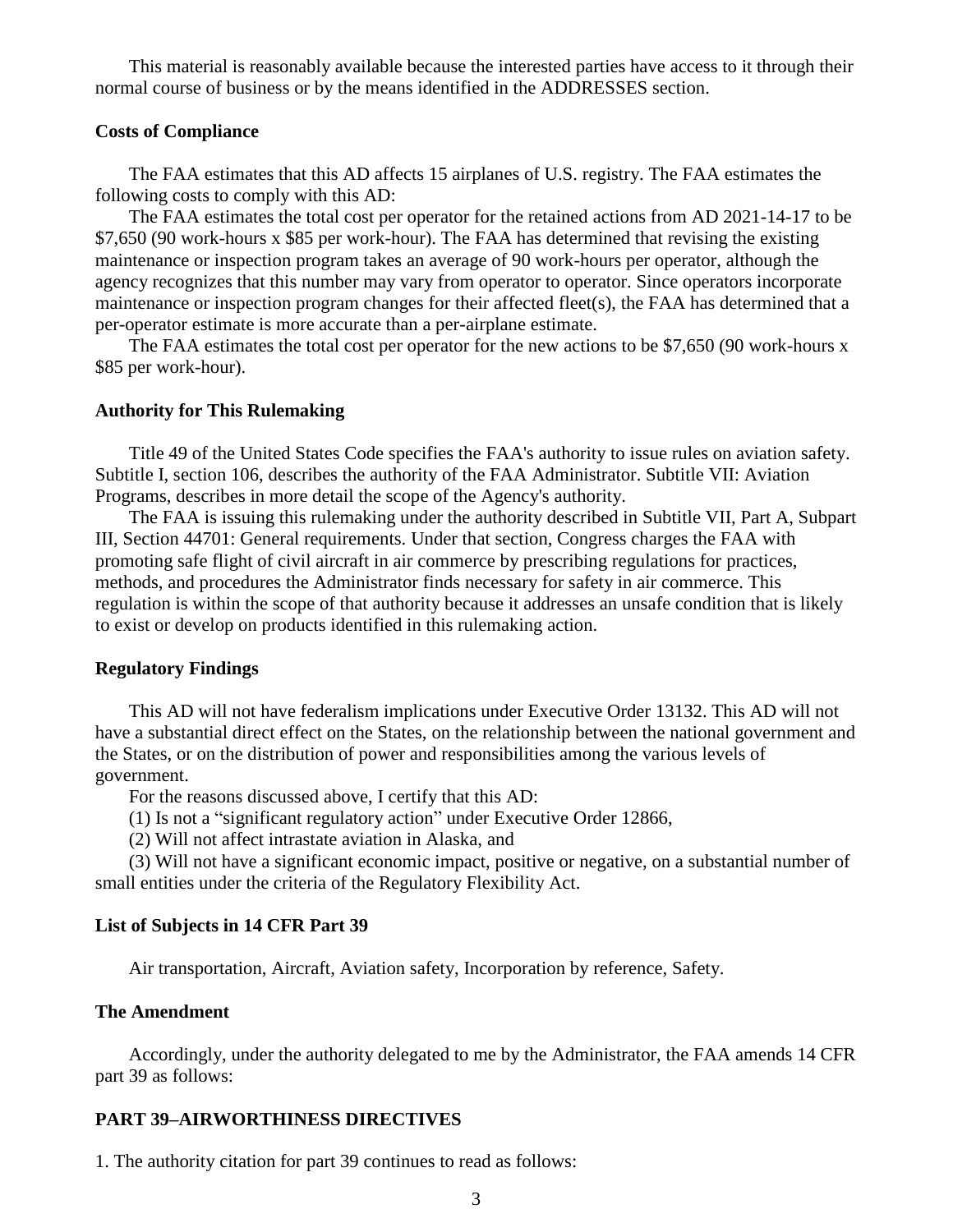This material is reasonably available because the interested parties have access to it through their normal course of business or by the means identified in the ADDRESSES section.

### Costs of Compliance

The FAA estimates that this AD affects 15 airplanes of U.S. registry. The FAA estimates the following costs to comply with this AD:

The FAA estimates the total cost per operator for the retained actions from AD 2021-14-17 to be $7,650 (90 work-hours x $85 per work-hour). The FAA has determined that revising the existing maintenance or inspection program takes an average of 90 work-hours per operator, although the agency recognizes that this number may vary from operator to operator. Since operators incorporate maintenance or inspection program changes for their affected fleet(s), the FAA has determined that a per-operator estimate is more accurate than a per-airplane estimate.

The FAA estimates the total cost per operator for the new actions to be $7,650 (90 work-hours x $85 per work-hour).

### Authority for This Rulemaking

Title 49 of the United States Code specifies the FAA's authority to issue rules on aviation safety. Subtitle I, section 106, describes the authority of the FAA Administrator. Subtitle VII: Aviation Programs, describes in more detail the scope of the Agency's authority.

The FAA is issuing this rulemaking under the authority described in Subtitle VII, Part A, Subpart III, Section 44701: General requirements. Under that section, Congress charges the FAA with promoting safe flight of civil aircraft in air commerce by prescribing regulations for practices, methods, and procedures the Administrator finds necessary for safety in air commerce. This regulation is within the scope of that authority because it addresses an unsafe condition that is likely to exist or develop on products identified in this rulemaking action.

### Regulatory Findings

This AD will not have federalism implications under Executive Order 13132. This AD will not have a substantial direct effect on the States, on the relationship between the national government and the States, or on the distribution of power and responsibilities among the various levels of government.

For the reasons discussed above, I certify that this AD:

(1) Is not a "significant regulatory action" under Executive Order 12866,

(2) Will not affect intrastate aviation in Alaska, and

(3) Will not have a significant economic impact, positive or negative, on a substantial number of small entities under the criteria of the Regulatory Flexibility Act.

### List of Subjects in 14 CFR Part 39

Air transportation, Aircraft, Aviation safety, Incorporation by reference, Safety.

### The Amendment

Accordingly, under the authority delegated to me by the Administrator, the FAA amends 14 CFR part 39 as follows:

### PART 39–AIRWORTHINESS DIRECTIVES

1. The authority citation for part 39 continues to read as follows: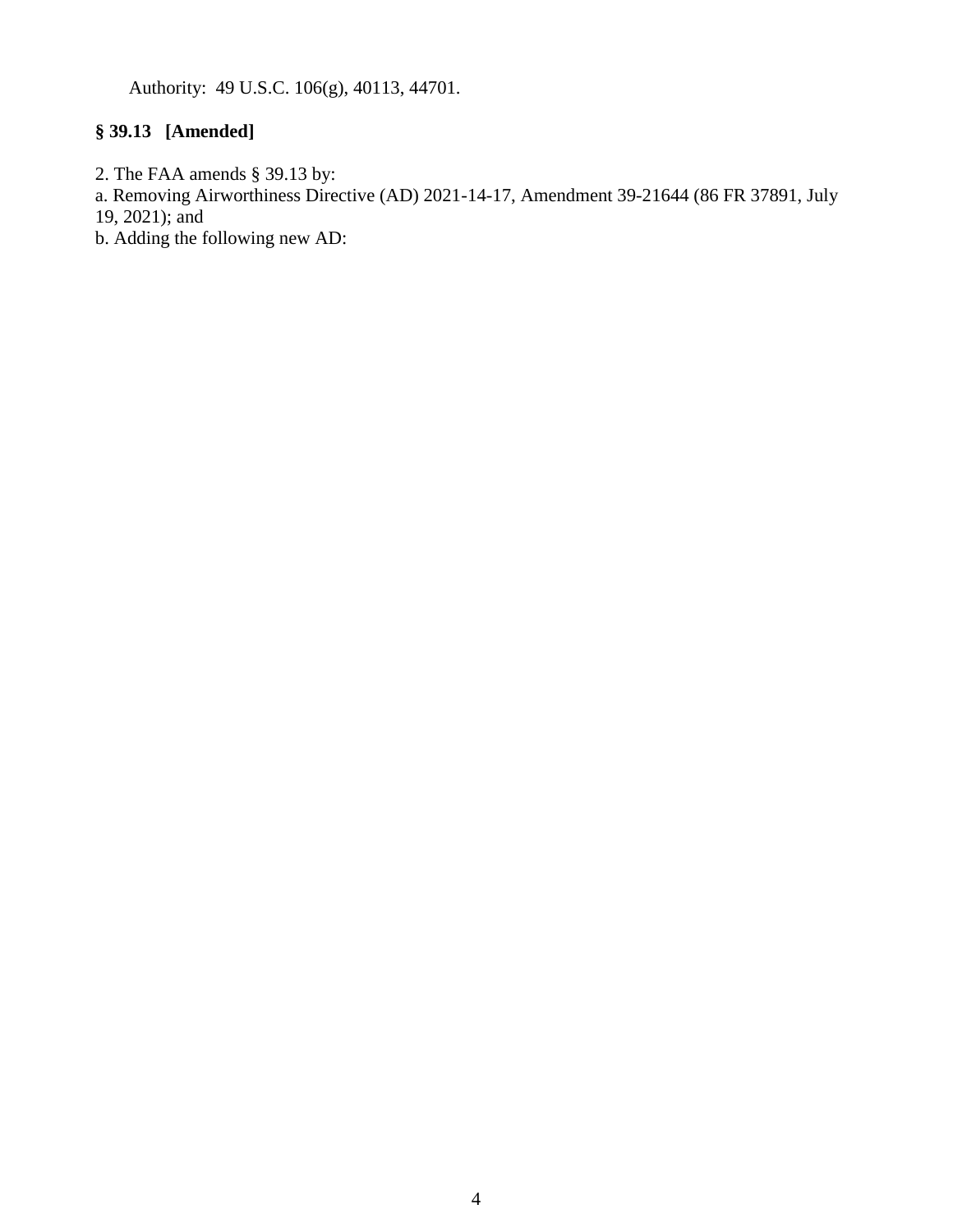Authority: 49 U.S.C. 106(g), 40113, 44701.

**§ 39.13 [Amended]**

2. The FAA amends § 39.13 by:

a. Removing Airworthiness Directive (AD) 2021-14-17, Amendment 39-21644 (86 FR 37891, July 19, 2021); and

b. Adding the following new AD: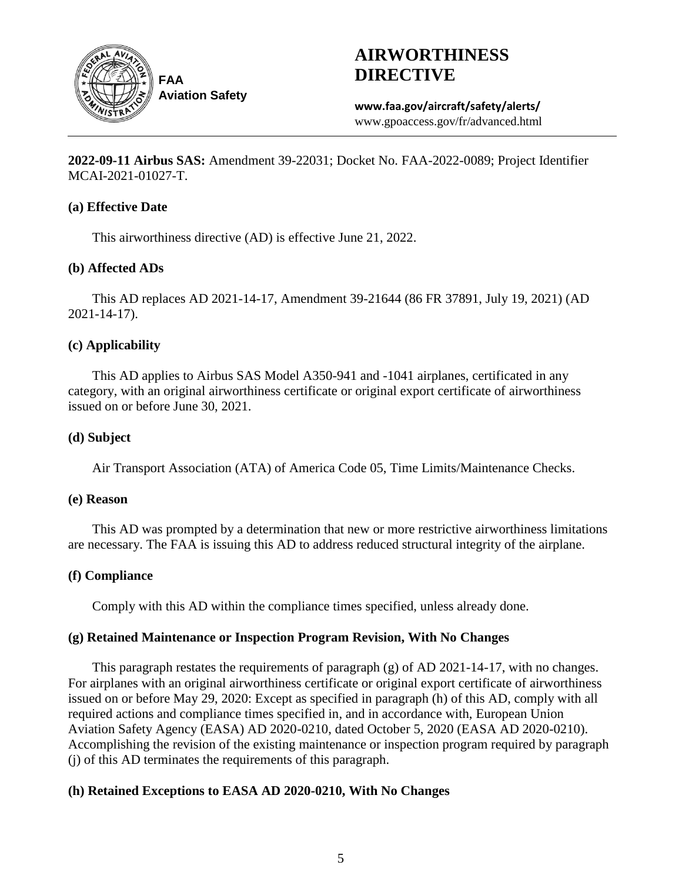**FAA Aviation Safety**

# AIRWORTHINESS DIRECTIVE

**www.faa.gov/aircraft/safety/alerts/**
www.gpoaccess.gov/fr/advanced.html

**2022-09-11 Airbus SAS:** Amendment 39-22031; Docket No. FAA-2022-0089; Project Identifier MCAI-2021-01027-T.

### (a) Effective Date

This airworthiness directive (AD) is effective June 21, 2022.

### (b) Affected ADs

This AD replaces AD 2021-14-17, Amendment 39-21644 (86 FR 37891, July 19, 2021) (AD 2021-14-17).

### (c) Applicability

This AD applies to Airbus SAS Model A350-941 and -1041 airplanes, certificated in any category, with an original airworthiness certificate or original export certificate of airworthiness issued on or before June 30, 2021.

### (d) Subject

Air Transport Association (ATA) of America Code 05, Time Limits/Maintenance Checks.

### (e) Reason

This AD was prompted by a determination that new or more restrictive airworthiness limitations are necessary. The FAA is issuing this AD to address reduced structural integrity of the airplane.

### (f) Compliance

Comply with this AD within the compliance times specified, unless already done.

### (g) Retained Maintenance or Inspection Program Revision, With No Changes

This paragraph restates the requirements of paragraph (g) of AD 2021-14-17, with no changes. For airplanes with an original airworthiness certificate or original export certificate of airworthiness issued on or before May 29, 2020: Except as specified in paragraph (h) of this AD, comply with all required actions and compliance times specified in, and in accordance with, European Union Aviation Safety Agency (EASA) AD 2020-0210, dated October 5, 2020 (EASA AD 2020-0210). Accomplishing the revision of the existing maintenance or inspection program required by paragraph (j) of this AD terminates the requirements of this paragraph.

### (h) Retained Exceptions to EASA AD 2020-0210, With No Changes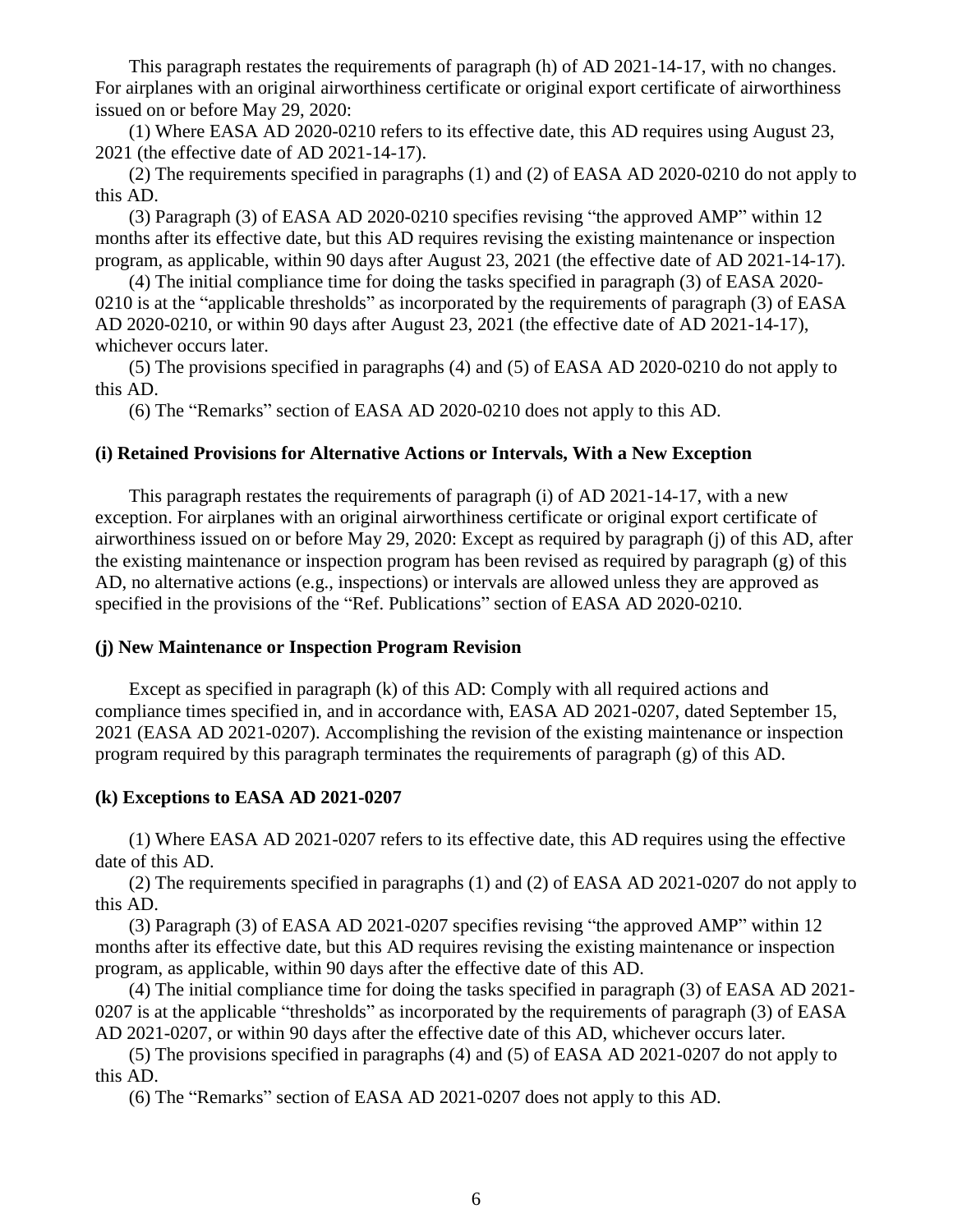This paragraph restates the requirements of paragraph (h) of AD 2021-14-17, with no changes. For airplanes with an original airworthiness certificate or original export certificate of airworthiness issued on or before May 29, 2020:

(1) Where EASA AD 2020-0210 refers to its effective date, this AD requires using August 23, 2021 (the effective date of AD 2021-14-17).

(2) The requirements specified in paragraphs (1) and (2) of EASA AD 2020-0210 do not apply to this AD.

(3) Paragraph (3) of EASA AD 2020-0210 specifies revising "the approved AMP" within 12 months after its effective date, but this AD requires revising the existing maintenance or inspection program, as applicable, within 90 days after August 23, 2021 (the effective date of AD 2021-14-17).

(4) The initial compliance time for doing the tasks specified in paragraph (3) of EASA 2020-0210 is at the "applicable thresholds" as incorporated by the requirements of paragraph (3) of EASA AD 2020-0210, or within 90 days after August 23, 2021 (the effective date of AD 2021-14-17), whichever occurs later.

(5) The provisions specified in paragraphs (4) and (5) of EASA AD 2020-0210 do not apply to this AD.

(6) The "Remarks" section of EASA AD 2020-0210 does not apply to this AD.

**(i) Retained Provisions for Alternative Actions or Intervals, With a New Exception**

This paragraph restates the requirements of paragraph (i) of AD 2021-14-17, with a new exception. For airplanes with an original airworthiness certificate or original export certificate of airworthiness issued on or before May 29, 2020: Except as required by paragraph (j) of this AD, after the existing maintenance or inspection program has been revised as required by paragraph (g) of this AD, no alternative actions (e.g., inspections) or intervals are allowed unless they are approved as specified in the provisions of the "Ref. Publications" section of EASA AD 2020-0210.

**(j) New Maintenance or Inspection Program Revision**

Except as specified in paragraph (k) of this AD: Comply with all required actions and compliance times specified in, and in accordance with, EASA AD 2021-0207, dated September 15, 2021 (EASA AD 2021-0207). Accomplishing the revision of the existing maintenance or inspection program required by this paragraph terminates the requirements of paragraph (g) of this AD.

**(k) Exceptions to EASA AD 2021-0207**

(1) Where EASA AD 2021-0207 refers to its effective date, this AD requires using the effective date of this AD.

(2) The requirements specified in paragraphs (1) and (2) of EASA AD 2021-0207 do not apply to this AD.

(3) Paragraph (3) of EASA AD 2021-0207 specifies revising "the approved AMP" within 12 months after its effective date, but this AD requires revising the existing maintenance or inspection program, as applicable, within 90 days after the effective date of this AD.

(4) The initial compliance time for doing the tasks specified in paragraph (3) of EASA AD 2021-0207 is at the applicable "thresholds" as incorporated by the requirements of paragraph (3) of EASA AD 2021-0207, or within 90 days after the effective date of this AD, whichever occurs later.

(5) The provisions specified in paragraphs (4) and (5) of EASA AD 2021-0207 do not apply to this AD.

(6) The "Remarks" section of EASA AD 2021-0207 does not apply to this AD.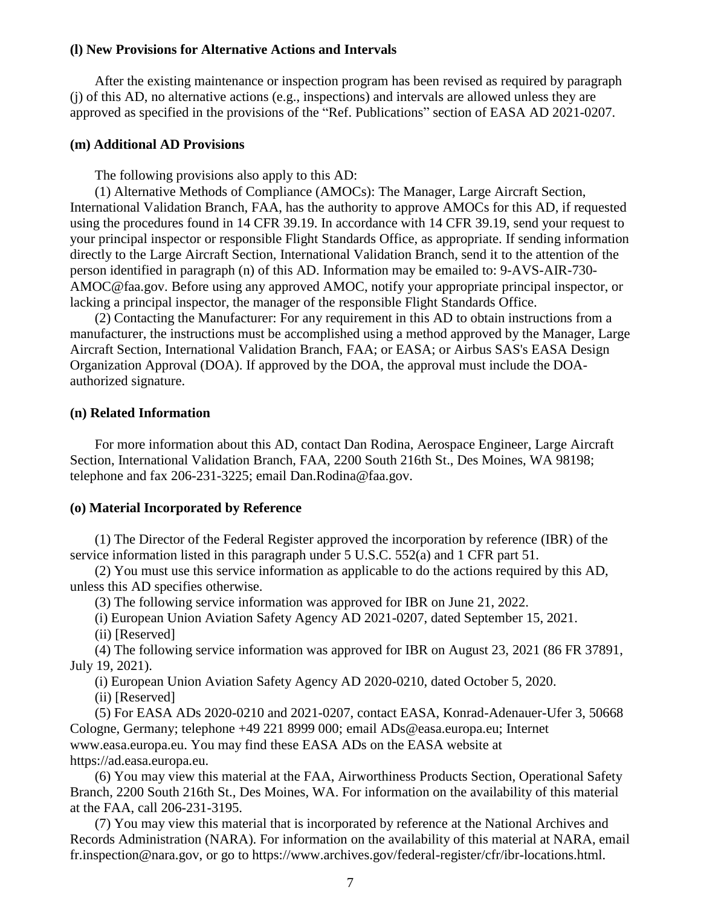**(l) New Provisions for Alternative Actions and Intervals**

After the existing maintenance or inspection program has been revised as required by paragraph (j) of this AD, no alternative actions (e.g., inspections) and intervals are allowed unless they are approved as specified in the provisions of the "Ref. Publications" section of EASA AD 2021-0207.

**(m) Additional AD Provisions**

The following provisions also apply to this AD:

(1) Alternative Methods of Compliance (AMOCs): The Manager, Large Aircraft Section, International Validation Branch, FAA, has the authority to approve AMOCs for this AD, if requested using the procedures found in 14 CFR 39.19. In accordance with 14 CFR 39.19, send your request to your principal inspector or responsible Flight Standards Office, as appropriate. If sending information directly to the Large Aircraft Section, International Validation Branch, send it to the attention of the person identified in paragraph (n) of this AD. Information may be emailed to: 9-AVS-AIR-730-AMOC@faa.gov. Before using any approved AMOC, notify your appropriate principal inspector, or lacking a principal inspector, the manager of the responsible Flight Standards Office.

(2) Contacting the Manufacturer: For any requirement in this AD to obtain instructions from a manufacturer, the instructions must be accomplished using a method approved by the Manager, Large Aircraft Section, International Validation Branch, FAA; or EASA; or Airbus SAS's EASA Design Organization Approval (DOA). If approved by the DOA, the approval must include the DOA-authorized signature.

**(n) Related Information**

For more information about this AD, contact Dan Rodina, Aerospace Engineer, Large Aircraft Section, International Validation Branch, FAA, 2200 South 216th St., Des Moines, WA 98198; telephone and fax 206-231-3225; email Dan.Rodina@faa.gov.

**(o) Material Incorporated by Reference**

(1) The Director of the Federal Register approved the incorporation by reference (IBR) of the service information listed in this paragraph under 5 U.S.C. 552(a) and 1 CFR part 51.

(2) You must use this service information as applicable to do the actions required by this AD, unless this AD specifies otherwise.

(3) The following service information was approved for IBR on June 21, 2022.

(i) European Union Aviation Safety Agency AD 2021-0207, dated September 15, 2021.

(ii) [Reserved]

(4) The following service information was approved for IBR on August 23, 2021 (86 FR 37891, July 19, 2021).

(i) European Union Aviation Safety Agency AD 2020-0210, dated October 5, 2020.

(ii) [Reserved]

(5) For EASA ADs 2020-0210 and 2021-0207, contact EASA, Konrad-Adenauer-Ufer 3, 50668 Cologne, Germany; telephone +49 221 8999 000; email ADs@easa.europa.eu; Internet www.easa.europa.eu. You may find these EASA ADs on the EASA website at https://ad.easa.europa.eu.

(6) You may view this material at the FAA, Airworthiness Products Section, Operational Safety Branch, 2200 South 216th St., Des Moines, WA. For information on the availability of this material at the FAA, call 206-231-3195.

(7) You may view this material that is incorporated by reference at the National Archives and Records Administration (NARA). For information on the availability of this material at NARA, email fr.inspection@nara.gov, or go to https://www.archives.gov/federal-register/cfr/ibr-locations.html.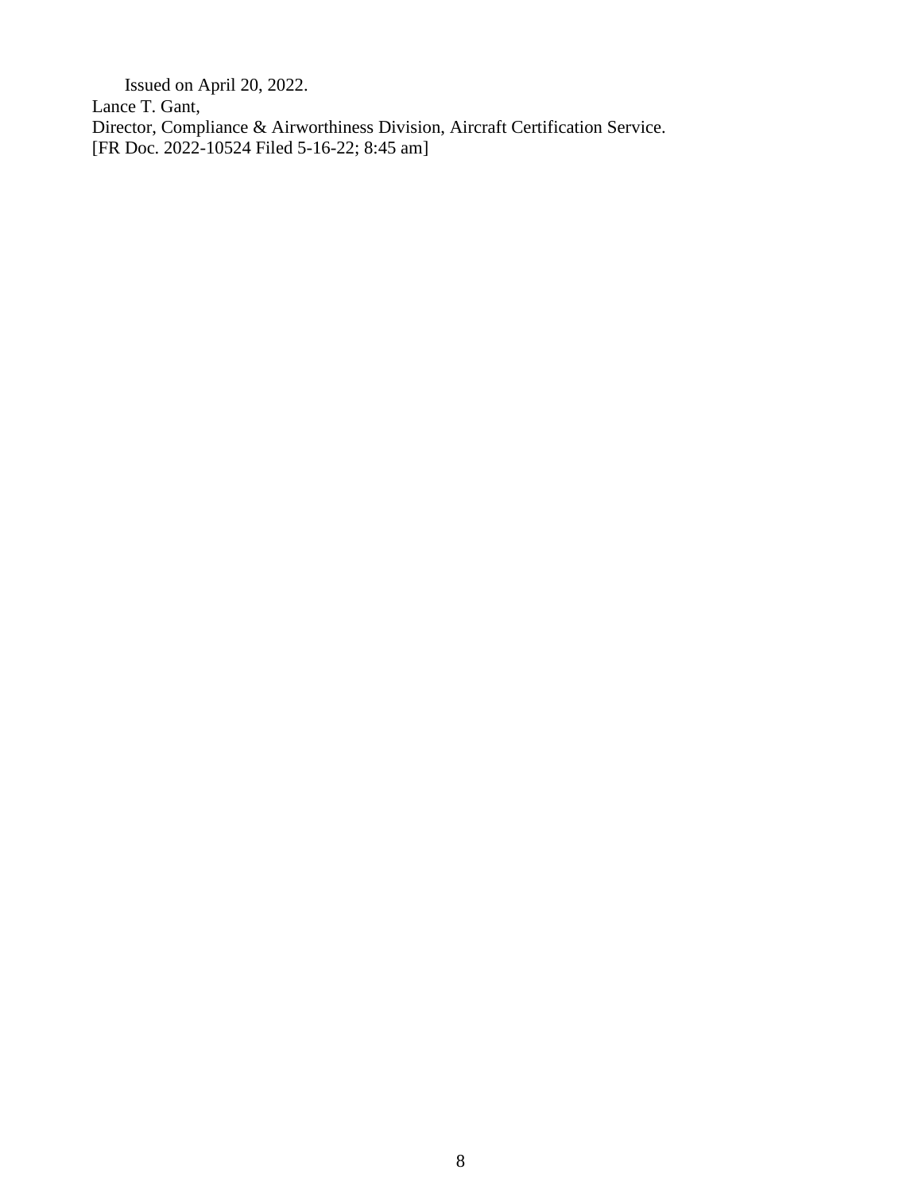Issued on April 20, 2022.

Lance T. Gant,

Director, Compliance & Airworthiness Division, Aircraft Certification Service.

[FR Doc. 2022-10524 Filed 5-16-22; 8:45 am]